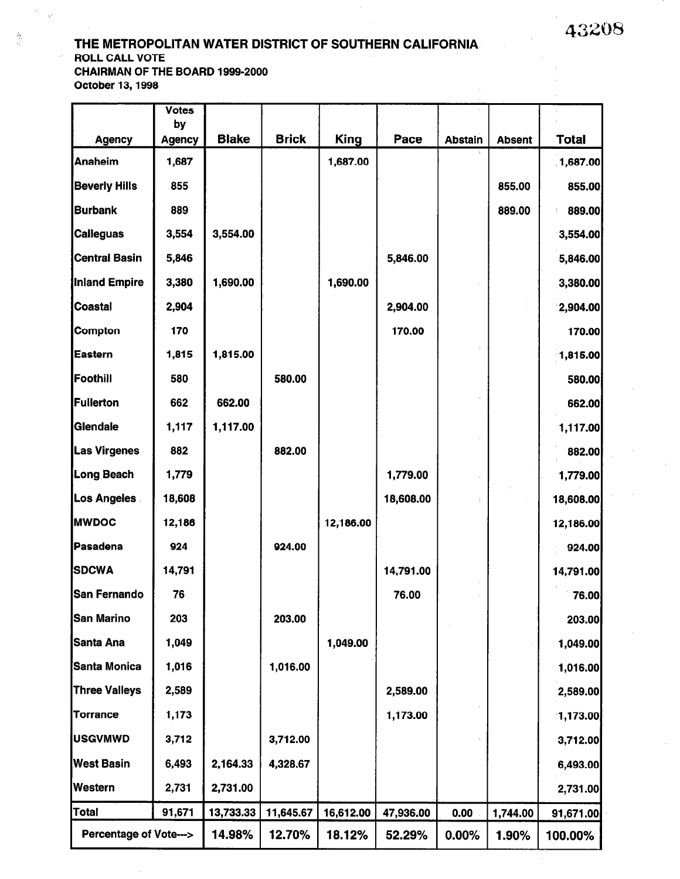43208

**THE METROPOLITAN WATER DISTRICT OF SOUTHERN CALIFORNIA**
**ROLL CALL VOTE**
**CHAIRMAN OF THE BOARD 1999-2000**
**October 13, 1998**

| Agency | Votes by Agency | Blake | Brick | King | Pace | Abstain | Absent | Total |
|---|---|---|---|---|---|---|---|---|
| Anaheim | 1,687 | | | 1,687.00 | | | | 1,687.00 |
| Beverly Hills | 855 | | | | | | 855.00 | 855.00 |
| Burbank | 889 | | | | | | 889.00 | 889.00 |
| Calleguas | 3,554 | 3,554.00 | | | | | | 3,554.00 |
| Central Basin | 5,846 | | | | 5,846.00 | | | 5,846.00 |
| Inland Empire | 3,380 | 1,690.00 | | 1,690.00 | | | | 3,380.00 |
| Coastal | 2,904 | | | | 2,904.00 | | | 2,904.00 |
| Compton | 170 | | | | 170.00 | | | 170.00 |
| Eastern | 1,815 | 1,815.00 | | | | | | 1,815.00 |
| Foothill | 580 | | 580.00 | | | | | 580.00 |
| Fullerton | 662 | 662.00 | | | | | | 662.00 |
| Glendale | 1,117 | 1,117.00 | | | | | | 1,117.00 |
| Las Virgenes | 882 | | 882.00 | | | | | 882.00 |
| Long Beach | 1,779 | | | | 1,779.00 | | | 1,779.00 |
| Los Angeles | 18,608 | | | | 18,608.00 | | | 18,608.00 |
| MWDOC | 12,186 | | | 12,186.00 | | | | 12,186.00 |
| Pasadena | 924 | | 924.00 | | | | | 924.00 |
| SDCWA | 14,791 | | | | 14,791.00 | | | 14,791.00 |
| San Fernando | 76 | | | | 76.00 | | | 76.00 |
| San Marino | 203 | | 203.00 | | | | | 203.00 |
| Santa Ana | 1,049 | | | 1,049.00 | | | | 1,049.00 |
| Santa Monica | 1,016 | | 1,016.00 | | | | | 1,016.00 |
| Three Valleys | 2,589 | | | | 2,589.00 | | | 2,589.00 |
| Torrance | 1,173 | | | | 1,173.00 | | | 1,173.00 |
| USGVMWD | 3,712 | | 3,712.00 | | | | | 3,712.00 |
| West Basin | 6,493 | 2,164.33 | 4,328.67 | | | | | 6,493.00 |
| Western | 2,731 | 2,731.00 | | | | | | 2,731.00 |
| **Total** | **91,671** | **13,733.33** | **11,645.67** | **16,612.00** | **47,936.00** | **0.00** | **1,744.00** | **91,671.00** |
| **Percentage of Vote--->** | | **14.98%** | **12.70%** | **18.12%** | **52.29%** | **0.00%** | **1.90%** | **100.00%** |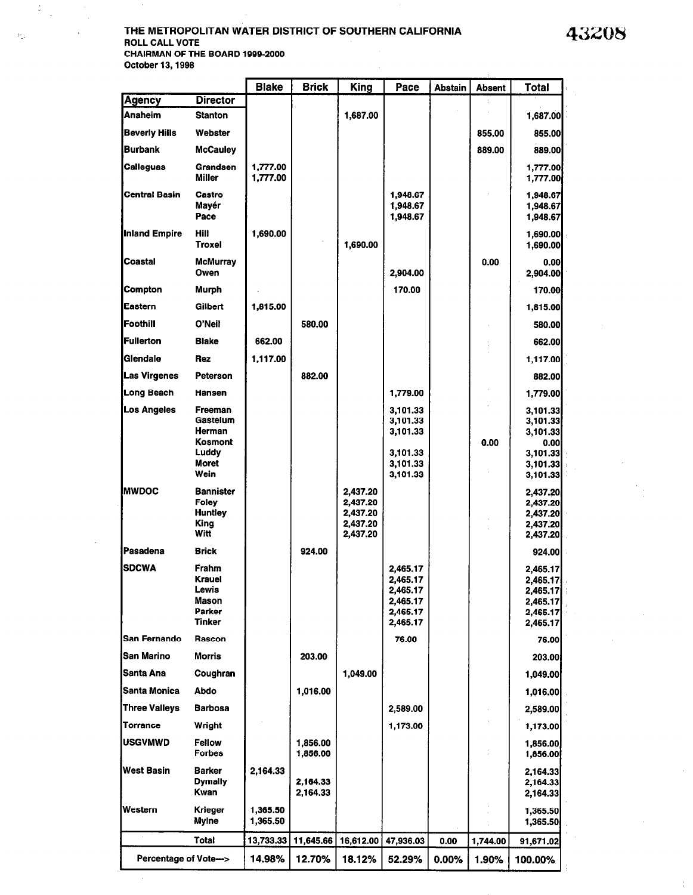**THE METROPOLITAN WATER DISTRICT OF SOUTHERN CALIFORNIA**
**ROLL CALL VOTE**
**CHAIRMAN OF THE BOARD 1999-2000**
**October 13, 1998**

43208

| Agency | Director | Blake | Brick | King | Pace | Abstain | Absent | Total |
|---|---|---|---|---|---|---|---|---|
| Anaheim | Stanton | | | 1,687.00 | | | | 1,687.00 |
| Beverly Hills | Webster | | | | | | 855.00 | 855.00 |
| Burbank | McCauley | | | | | | 889.00 | 889.00 |
| Calleguas | Grandsen | 1,777.00 | | | | | | 1,777.00 |
| | Miller | 1,777.00 | | | | | | 1,777.00 |
| Central Basin | Castro | | | | 1,948.67 | | | 1,948.67 |
| | Mayér | | | | 1,948.67 | | | 1,948.67 |
| | Pace | | | | 1,948.67 | | | 1,948.67 |
| Inland Empire | Hill | 1,690.00 | | | | | | 1,690.00 |
| | Troxel | | | 1,690.00 | | | | 1,690.00 |
| Coastal | McMurray | | | | | | 0.00 | 0.00 |
| | Owen | | | | 2,904.00 | | | 2,904.00 |
| Compton | Murph | | | | 170.00 | | | 170.00 |
| Eastern | Gilbert | 1,815.00 | | | | | | 1,815.00 |
| Foothill | O'Neil | | 580.00 | | | | | 580.00 |
| Fullerton | Blake | 662.00 | | | | | | 662.00 |
| Glendale | Rez | 1,117.00 | | | | | | 1,117.00 |
| Las Virgenes | Peterson | | 882.00 | | | | | 882.00 |
| Long Beach | Hansen | | | | 1,779.00 | | | 1,779.00 |
| Los Angeles | Freeman | | | | 3,101.33 | | | 3,101.33 |
| | Gastelum | | | | 3,101.33 | | | 3,101.33 |
| | Herman | | | | 3,101.33 | | | 3,101.33 |
| | Kosmont | | | | | | 0.00 | 0.00 |
| | Luddy | | | | 3,101.33 | | | 3,101.33 |
| | Moret | | | | 3,101.33 | | | 3,101.33 |
| | Wein | | | | 3,101.33 | | | 3,101.33 |
| MWDOC | Bannister | | | 2,437.20 | | | | 2,437.20 |
| | Foley | | | 2,437.20 | | | | 2,437.20 |
| | Huntley | | | 2,437.20 | | | | 2,437.20 |
| | King | | | 2,437.20 | | | | 2,437.20 |
| | Witt | | | 2,437.20 | | | | 2,437.20 |
| Pasadena | Brick | | 924.00 | | | | | 924.00 |
| SDCWA | Frahm | | | | 2,465.17 | | | 2,465.17 |
| | Krauel | | | | 2,465.17 | | | 2,465.17 |
| | Lewis | | | | 2,465.17 | | | 2,465.17 |
| | Mason | | | | 2,465.17 | | | 2,465.17 |
| | Parker | | | | 2,465.17 | | | 2,465.17 |
| | Tinker | | | | 2,465.17 | | | 2,465.17 |
| San Fernando | Rascon | | | | 76.00 | | | 76.00 |
| San Marino | Morris | | 203.00 | | | | | 203.00 |
| Santa Ana | Coughran | | | 1,049.00 | | | | 1,049.00 |
| Santa Monica | Abdo | | 1,016.00 | | | | | 1,016.00 |
| Three Valleys | Barbosa | | | | 2,589.00 | | | 2,589.00 |
| Torrance | Wright | | | | 1,173.00 | | | 1,173.00 |
| USGVMWD | Fellow | | 1,856.00 | | | | | 1,856.00 |
| | Forbes | | 1,856.00 | | | | | 1,856.00 |
| West Basin | Barker | 2,164.33 | | | | | | 2,164.33 |
| | Dymally | | 2,164.33 | | | | | 2,164.33 |
| | Kwan | | 2,164.33 | | | | | 2,164.33 |
| Western | Krieger | 1,365.50 | | | | | | 1,365.50 |
| | Mylne | 1,365.50 | | | | | | 1,365.50 |
| | **Total** | **13,733.33** | **11,645.66** | **16,612.00** | **47,936.03** | **0.00** | **1,744.00** | **91,671.02** |
| **Percentage of Vote—>** | | **14.98%** | **12.70%** | **18.12%** | **52.29%** | **0.00%** | **1.90%** | **100.00%** |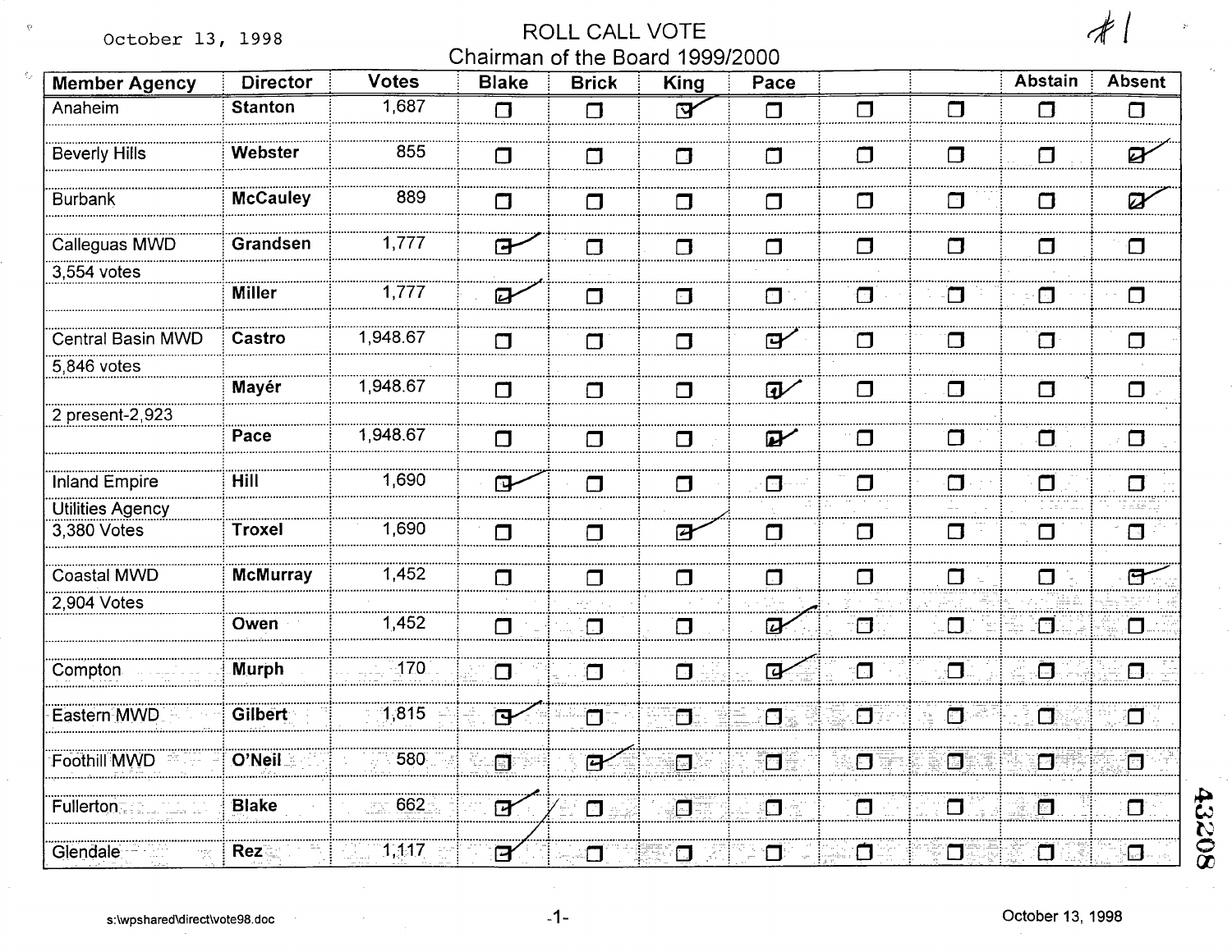October 13, 1998

# ROLL CALL VOTE

## Chairman of the Board 1999/2000

#1

| Member Agency | Director | Votes | Blake | Brick | King | Pace | | | Abstain | Absent |
|---|---|---|---|---|---|---|---|---|---|---|
| Anaheim | Stanton | 1,687 | ☐ | ☐ | ☑ | ☐ | ☐ | ☐ | ☐ | ☐ |
| Beverly Hills | Webster | 855 | ☐ | ☐ | ☐ | ☐ | ☐ | ☐ | ☐ | ☑ |
| Burbank | McCauley | 889 | ☐ | ☐ | ☐ | ☐ | ☐ | ☐ | ☐ | ☑ |
| Calleguas MWD | Grandsen | 1,777 | ☑ | ☐ | ☐ | ☐ | ☐ | ☐ | ☐ | ☐ |
| 3,554 votes | Miller | 1,777 | ☑ | ☐ | ☐ | ☐ | ☐ | ☐ | ☐ | ☐ |
| Central Basin MWD | Castro | 1,948.67 | ☐ | ☐ | ☐ | ☑ | ☐ | ☐ | ☐ | ☐ |
| 5,846 votes | Mayér | 1,948.67 | ☐ | ☐ | ☐ | ☑ | ☐ | ☐ | ☐ | ☐ |
| 2 present-2,923 | Pace | 1,948.67 | ☐ | ☐ | ☐ | ☑ | ☐ | ☐ | ☐ | ☐ |
| Inland Empire | Hill | 1,690 | ☑ | ☐ | ☐ | ☐ | ☐ | ☐ | ☐ | ☐ |
| Utilities Agency 3,380 Votes | Troxel | 1,690 | ☐ | ☐ | ☑ | ☐ | ☐ | ☐ | ☐ | ☐ |
| Coastal MWD | McMurray | 1,452 | ☐ | ☐ | ☐ | ☐ | ☐ | ☐ | ☐ | ☑ |
| 2,904 Votes | Owen | 1,452 | ☐ | ☐ | ☐ | ☑ | ☐ | ☐ | ☐ | ☐ |
| Compton | Murph | 170 | ☐ | ☐ | ☐ | ☑ | ☐ | ☐ | ☐ | ☐ |
| Eastern MWD | Gilbert | 1,815 | ☑ | ☐ | ☐ | ☐ | ☐ | ☐ | ☐ | ☐ |
| Foothill MWD | O'Neil | 580 | ☐ | ☑ | ☐ | ☐ | ☐ | ☐ | ☐ | ☐ |
| Fullerton | Blake | 662 | ☑ | ☐ | ☐ | ☐ | ☐ | ☐ | ☐ | ☐ |
| Glendale | Rez | 1,117 | ☑ | ☐ | ☐ | ☐ | ☐ | ☐ | ☐ | ☐ |

43208

s:\wpshared\direct\vote98.doc

October 13, 1998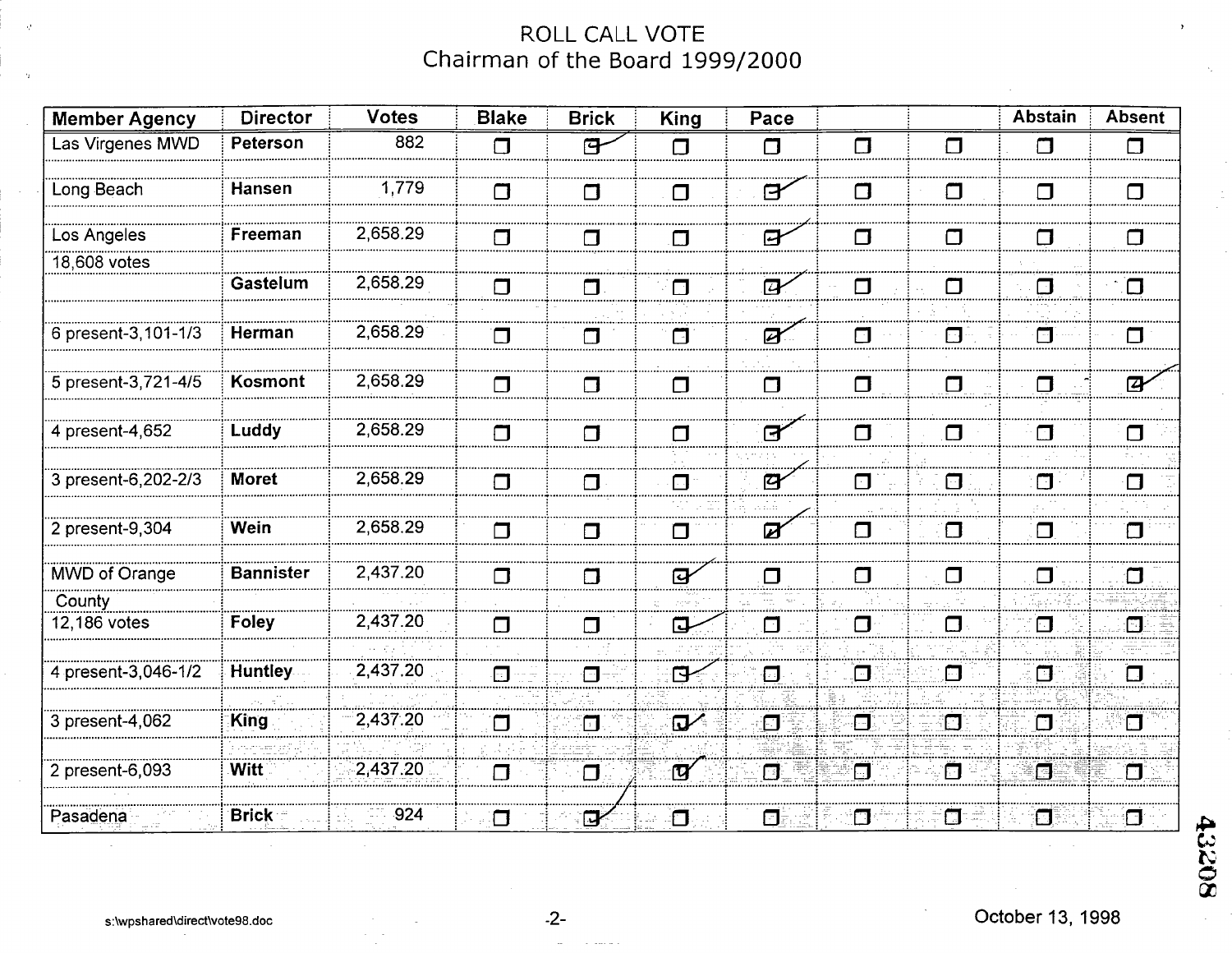# ROLL CALL VOTE
## Chairman of the Board 1999/2000

| Member Agency | Director | Votes | Blake | Brick | King | Pace | | | Abstain | Absent |
|---|---|---|---|---|---|---|---|---|---|---|
| Las Virgenes MWD | Peterson | 882 | ☐ | ☑ | ☐ | ☐ | ☐ | ☐ | ☐ | ☐ |
| Long Beach | Hansen | 1,779 | ☐ | ☐ | ☐ | ☑ | ☐ | ☐ | ☐ | ☐ |
| Los Angeles | Freeman | 2,658.29 | ☐ | ☐ | ☐ | ☑ | ☐ | ☐ | ☐ | ☐ |
| 18,608 votes | | | | | | | | | | |
| | Gastelum | 2,658.29 | ☐ | ☐ | ☐ | ☑ | ☐ | ☐ | ☐ | ☐ |
| 6 present-3,101-1/3 | Herman | 2,658.29 | ☐ | ☐ | ☐ | ☑ | ☐ | ☐ | ☐ | ☐ |
| 5 present-3,721-4/5 | Kosmont | 2,658.29 | ☐ | ☐ | ☐ | ☐ | ☐ | ☐ | ☐ | ☑ |
| 4 present-4,652 | Luddy | 2,658.29 | ☐ | ☐ | ☐ | ☑ | ☐ | ☐ | ☐ | ☐ |
| 3 present-6,202-2/3 | Moret | 2,658.29 | ☐ | ☐ | ☐ | ☑ | ☐ | ☐ | ☐ | ☐ |
| 2 present-9,304 | Wein | 2,658.29 | ☐ | ☐ | ☐ | ☑ | ☐ | ☐ | ☐ | ☐ |
| MWD of Orange County | Bannister | 2,437.20 | ☐ | ☐ | ☑ | ☐ | ☐ | ☐ | ☐ | ☐ |
| 12,186 votes | Foley | 2,437.20 | ☐ | ☐ | ☑ | ☐ | ☐ | ☐ | ☐ | ☐ |
| 4 present-3,046-1/2 | Huntley | 2,437.20 | ☐ | ☐ | ☑ | ☐ | ☐ | ☐ | ☐ | ☐ |
| 3 present-4,062 | King | 2,437.20 | ☐ | ☐ | ☑ | ☐ | ☐ | ☐ | ☐ | ☐ |
| 2 present-6,093 | Witt | 2,437.20 | ☐ | ☐ | ☑ | ☐ | ☐ | ☐ | ☐ | ☐ |
| Pasadena | Brick | 924 | ☐ | ☑ | ☐ | ☐ | ☐ | ☐ | ☐ | ☐ |

s:\wpshared\direct\vote98.doc

October 13, 1998

43208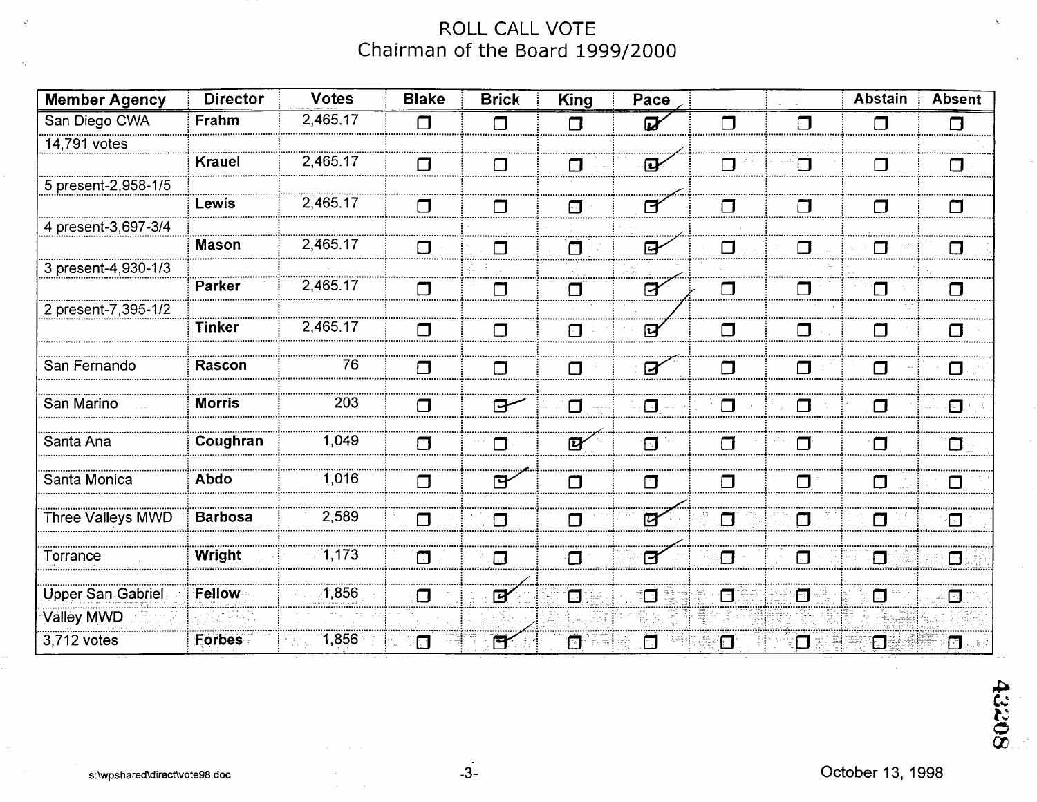# ROLL CALL VOTE
## Chairman of the Board 1999/2000

| Member Agency | Director | Votes | Blake | Brick | King | Pace | | | Abstain | Absent |
|---|---|---|---|---|---|---|---|---|---|---|
| San Diego CWA | Frahm | 2,465.17 | ☐ | ☐ | ☐ | ☑ | ☐ | ☐ | ☐ | ☐ |
| 14,791 votes | | | | | | | | | | |
| | Krauel | 2,465.17 | ☐ | ☐ | ☐ | ☑ | ☐ | ☐ | ☐ | ☐ |
| 5 present-2,958-1/5 | | | | | | | | | | |
| | Lewis | 2,465.17 | ☐ | ☐ | ☐ | ☑ | ☐ | ☐ | ☐ | ☐ |
| 4 present-3,697-3/4 | | | | | | | | | | |
| | Mason | 2,465.17 | ☐ | ☐ | ☐ | ☑ | ☐ | ☐ | ☐ | ☐ |
| 3 present-4,930-1/3 | | | | | | | | | | |
| | Parker | 2,465.17 | ☐ | ☐ | ☐ | ☑ | ☐ | ☐ | ☐ | ☐ |
| 2 present-7,395-1/2 | | | | | | | | | | |
| | Tinker | 2,465.17 | ☐ | ☐ | ☐ | ☑ | ☐ | ☐ | ☐ | ☐ |
| San Fernando | Rascon | 76 | ☐ | ☐ | ☐ | ☑ | ☐ | ☐ | ☐ | ☐ |
| San Marino | Morris | 203 | ☐ | ☑ | ☐ | ☐ | ☐ | ☐ | ☐ | ☐ |
| Santa Ana | Coughran | 1,049 | ☐ | ☐ | ☑ | ☐ | ☐ | ☐ | ☐ | ☐ |
| Santa Monica | Abdo | 1,016 | ☐ | ☑ | ☐ | ☐ | ☐ | ☐ | ☐ | ☐ |
| Three Valleys MWD | Barbosa | 2,589 | ☐ | ☐ | ☐ | ☑ | ☐ | ☐ | ☐ | ☐ |
| Torrance | Wright | 1,173 | ☐ | ☐ | ☐ | ☑ | ☐ | ☐ | ☐ | ☐ |
| Upper San Gabriel | Fellow | 1,856 | ☐ | ☑ | ☐ | ☐ | ☐ | ☐ | ☐ | ☐ |
| Valley MWD | | | | | | | | | | |
| 3,712 votes | Forbes | 1,856 | ☐ | ☑ | ☐ | ☐ | ☐ | ☐ | ☐ | ☐ |

43208

s:\wpshared\direct\vote98.doc

October 13, 1998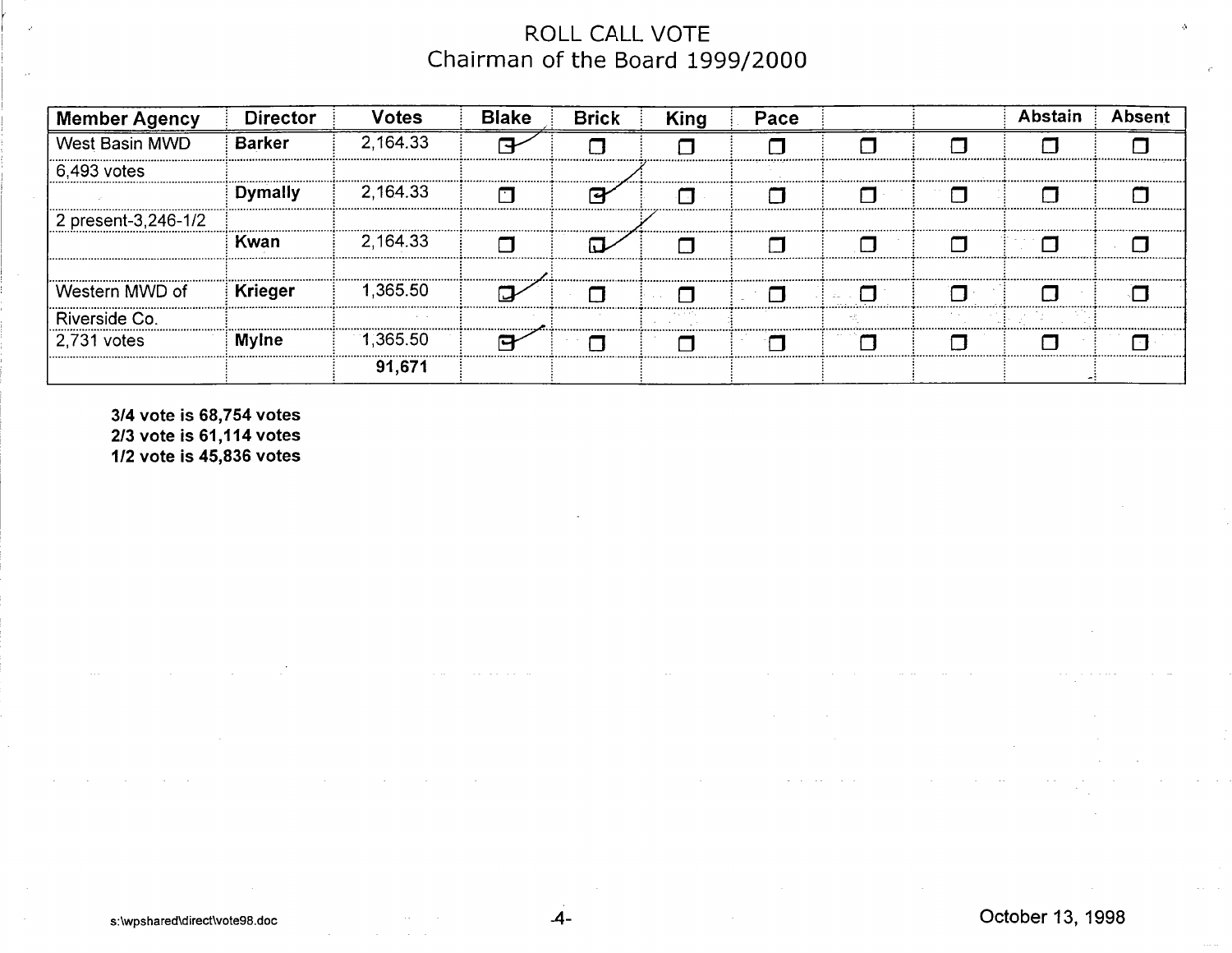# ROLL CALL VOTE

Chairman of the Board 1999/2000

| Member Agency | Director | Votes | Blake | Brick | King | Pace | | | Abstain | Absent |
|---|---|---|---|---|---|---|---|---|---|---|
| West Basin MWD | **Barker** | 2,164.33 | ☑ | ☐ | ☐ | ☐ | ☐ | ☐ | ☐ | ☐ |
| 6,493 votes | | | | | | | | | | |
| | **Dymally** | 2,164.33 | ☐ | ☑ | ☐ | ☐ | ☐ | ☐ | ☐ | ☐ |
| 2 present-3,246-1/2 | | | | | | | | | | |
| | **Kwan** | 2,164.33 | ☐ | ☑ | ☐ | ☐ | ☐ | ☐ | ☐ | ☐ |
| | | | | | | | | | | |
| Western MWD of | **Krieger** | 1,365.50 | ☑ | ☐ | ☐ | ☐ | ☐ | ☐ | ☐ | ☐ |
| Riverside Co. | | | | | | | | | | |
| 2,731 votes | **Mylne** | 1,365.50 | ☑ | ☐ | ☐ | ☐ | ☐ | ☐ | ☐ | ☐ |
| | | **91,671** | | | | | | | | |

**3/4 vote is 68,754 votes**
**2/3 vote is 61,114 votes**
**1/2 vote is 45,836 votes**

s:\wpshared\direct\vote98.doc

October 13, 1998